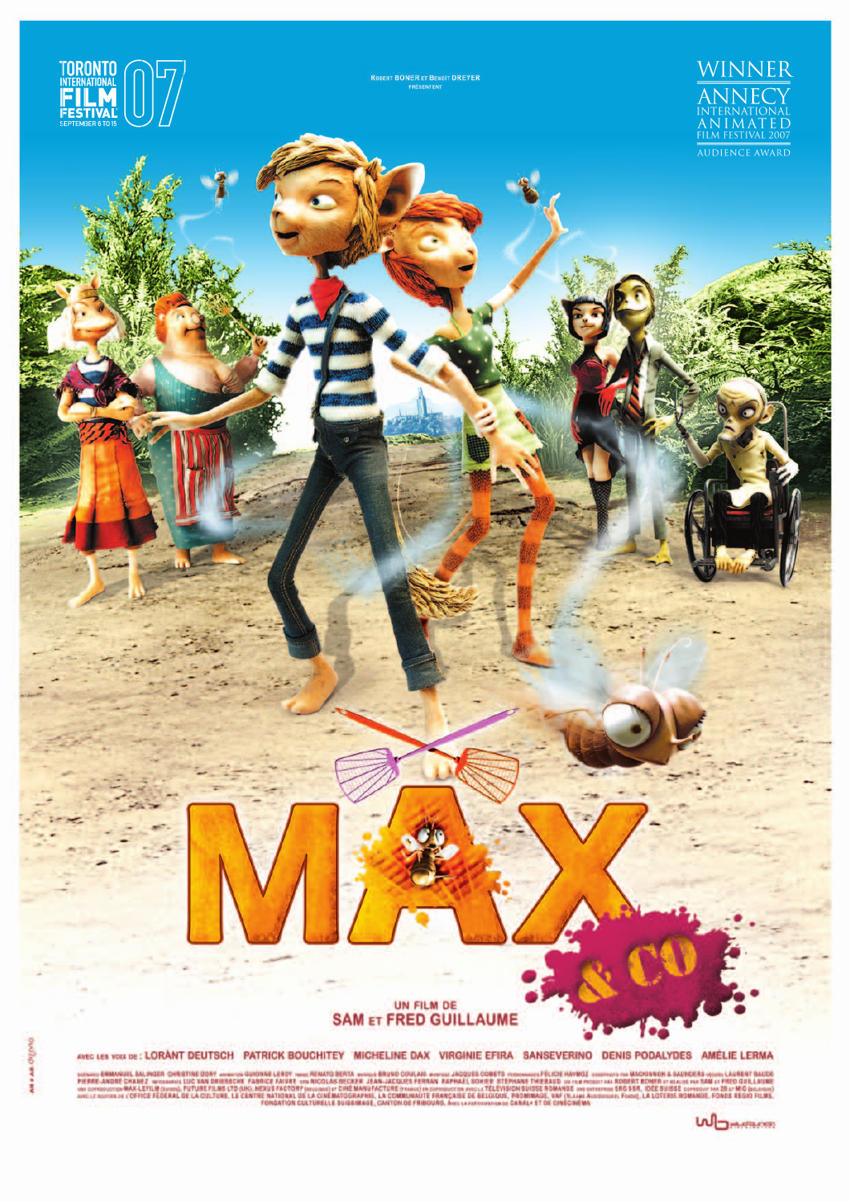TORONTO INTERNATIONAL FILM FESTIVAL 07
SEPTEMBER 6 TO 15

ROBERT BONER ET BENOÎT DREYER PRÉSENTENT

WINNER
ANNECY INTERNATIONAL ANIMATED FILM FESTIVAL 2007
AUDIENCE AWARD

# MAX & CO

UN FILM DE
**SAM ET FRED GUILLAUME**

AVEC LES VOIX DE : LORÀNT DEUTSCH PATRICK BOUCHITEY MICHELINE DAX VIRGINIE EFIRA SANSEVERINO DENIS PODALYDES AMÉLIE LERMA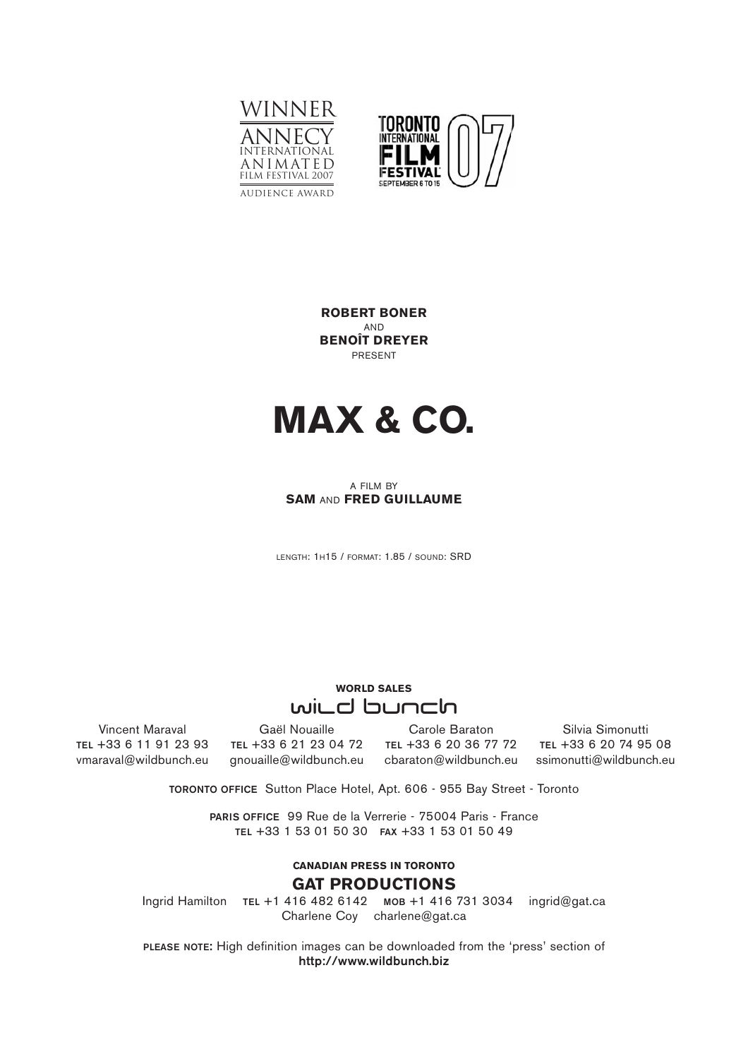WINNER
ANNECY INTERNATIONAL ANIMATED FILM FESTIVAL 2007
AUDIENCE AWARD

TORONTO INTERNATIONAL FILM FESTIVAL 07
SEPTEMBER 6 TO 15

**ROBERT BONER**
AND
**BENOÎT DREYER**
PRESENT

# MAX & CO.

A FILM BY
**SAM** AND **FRED GUILLAUME**

LENGTH: 1H15 / FORMAT: 1.85 / SOUND: SRD

**WORLD SALES**
wild bunch

| Vincent Maraval | Gaël Nouaille | Carole Baraton | Silvia Simonutti |
|---|---|---|---|
| TEL +33 6 11 91 23 93 | TEL +33 6 21 23 04 72 | TEL +33 6 20 36 77 72 | TEL +33 6 20 74 95 08 |
| vmaraval@wildbunch.eu | gnouaille@wildbunch.eu | cbaraton@wildbunch.eu | ssimonutti@wildbunch.eu |

TORONTO OFFICE Sutton Place Hotel, Apt. 606 - 955 Bay Street - Toronto

PARIS OFFICE 99 Rue de la Verrerie - 75004 Paris - France
TEL +33 1 53 01 50 30 FAX +33 1 53 01 50 49

**CANADIAN PRESS IN TORONTO**
**GAT PRODUCTIONS**
Ingrid Hamilton TEL +1 416 482 6142 MOB +1 416 731 3034 ingrid@gat.ca
Charlene Coy charlene@gat.ca

PLEASE NOTE: High definition images can be downloaded from the 'press' section of
**http://www.wildbunch.biz**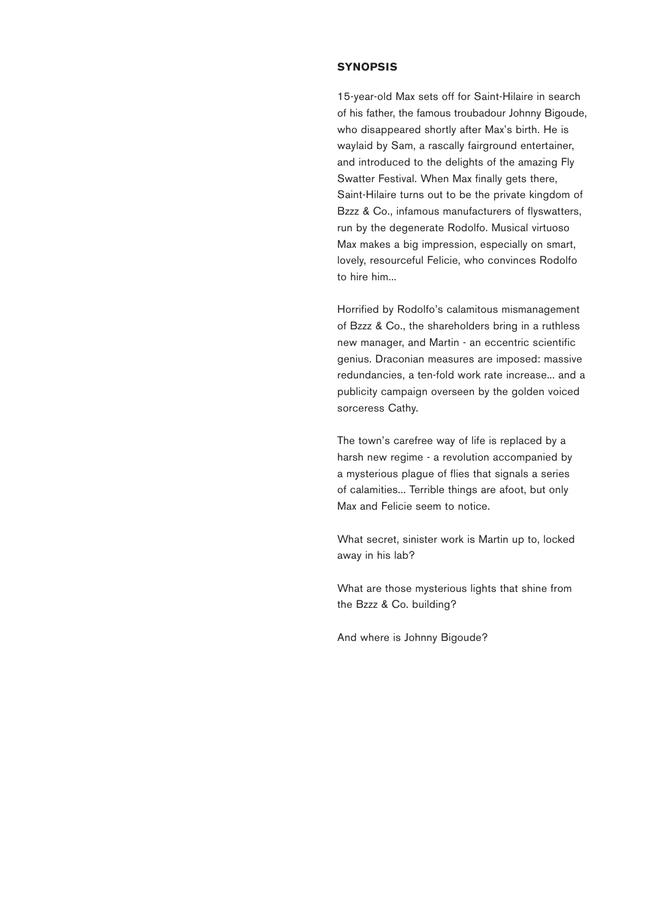## SYNOPSIS

15-year-old Max sets off for Saint-Hilaire in search of his father, the famous troubadour Johnny Bigoude, who disappeared shortly after Max's birth. He is waylaid by Sam, a rascally fairground entertainer, and introduced to the delights of the amazing Fly Swatter Festival. When Max finally gets there, Saint-Hilaire turns out to be the private kingdom of Bzzz & Co., infamous manufacturers of flyswatters, run by the degenerate Rodolfo. Musical virtuoso Max makes a big impression, especially on smart, lovely, resourceful Felicie, who convinces Rodolfo to hire him...

Horrified by Rodolfo's calamitous mismanagement of Bzzz & Co., the shareholders bring in a ruthless new manager, and Martin - an eccentric scientific genius. Draconian measures are imposed: massive redundancies, a ten-fold work rate increase... and a publicity campaign overseen by the golden voiced sorceress Cathy.

The town's carefree way of life is replaced by a harsh new regime - a revolution accompanied by a mysterious plague of flies that signals a series of calamities... Terrible things are afoot, but only Max and Felicie seem to notice.

What secret, sinister work is Martin up to, locked away in his lab?

What are those mysterious lights that shine from the Bzzz & Co. building?

And where is Johnny Bigoude?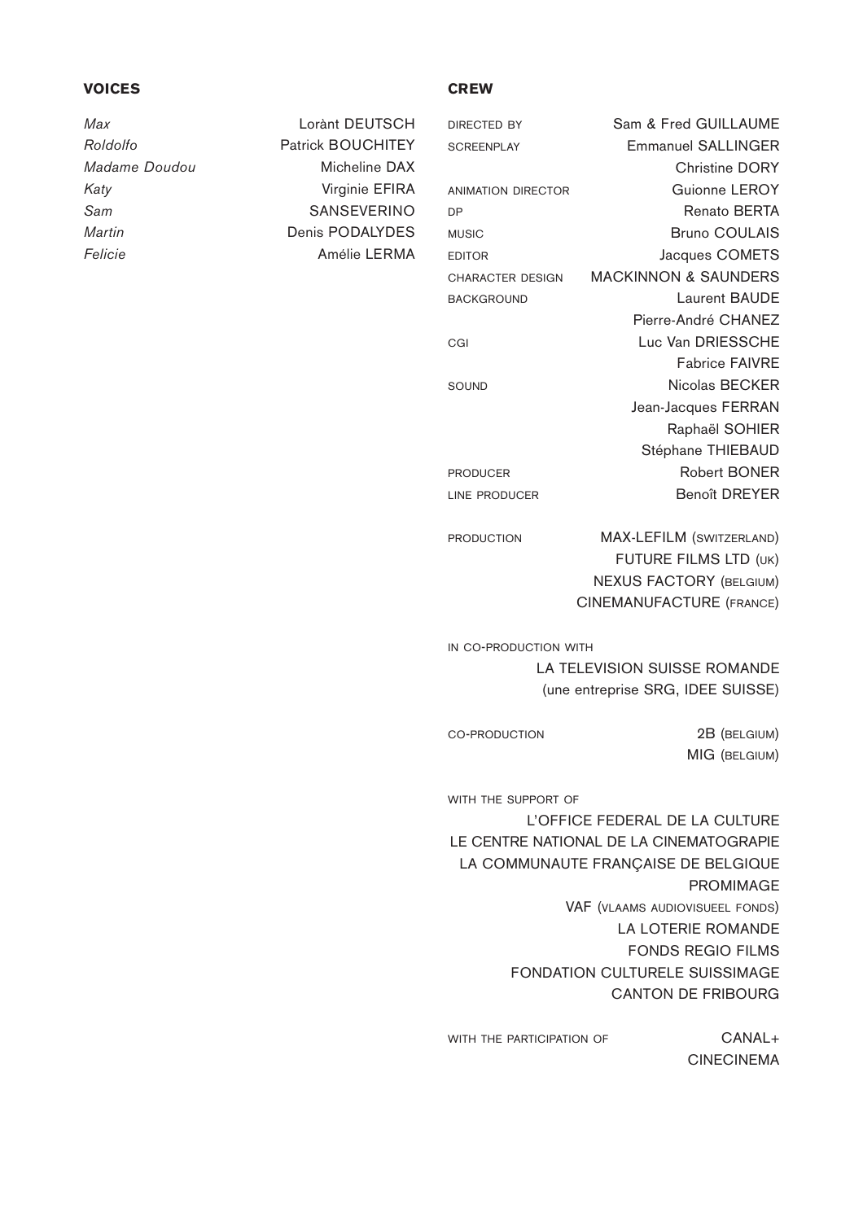## VOICES

| | |
|---|---|
| *Max* | Lorànt DEUTSCH |
| *Roldolfo* | Patrick BOUCHITEY |
| *Madame Doudou* | Micheline DAX |
| *Katy* | Virginie EFIRA |
| *Sam* | SANSEVERINO |
| *Martin* | Denis PODALYDES |
| *Felicie* | Amélie LERMA |

## CREW

| | |
|---|---|
| DIRECTED BY | Sam & Fred GUILLAUME |
| SCREENPLAY | Emmanuel SALLINGER |
| | Christine DORY |
| ANIMATION DIRECTOR | Guionne LEROY |
| DP | Renato BERTA |
| MUSIC | Bruno COULAIS |
| EDITOR | Jacques COMETS |
| CHARACTER DESIGN | MACKINNON & SAUNDERS |
| BACKGROUND | Laurent BAUDE |
| | Pierre-André CHANEZ |
| CGI | Luc Van DRIESSCHE |
| | Fabrice FAIVRE |
| SOUND | Nicolas BECKER |
| | Jean-Jacques FERRAN |
| | Raphaël SOHIER |
| | Stéphane THIEBAUD |
| PRODUCER | Robert BONER |
| LINE PRODUCER | Benoît DREYER |

PRODUCTION
MAX-LEFILM (SWITZERLAND)
FUTURE FILMS LTD (UK)
NEXUS FACTORY (BELGIUM)
CINEMANUFACTURE (FRANCE)

IN CO-PRODUCTION WITH
LA TELEVISION SUISSE ROMANDE
(une entreprise SRG, IDEE SUISSE)

CO-PRODUCTION
2B (BELGIUM)
MIG (BELGIUM)

WITH THE SUPPORT OF
L'OFFICE FEDERAL DE LA CULTURE
LE CENTRE NATIONAL DE LA CINEMATOGRAPIE
LA COMMUNAUTE FRANÇAISE DE BELGIQUE
PROMIMAGE
VAF (VLAAMS AUDIOVISUEEL FONDS)
LA LOTERIE ROMANDE
FONDS REGIO FILMS
FONDATION CULTURELE SUISSIMAGE
CANTON DE FRIBOURG

WITH THE PARTICIPATION OF
CANAL+
CINECINEMA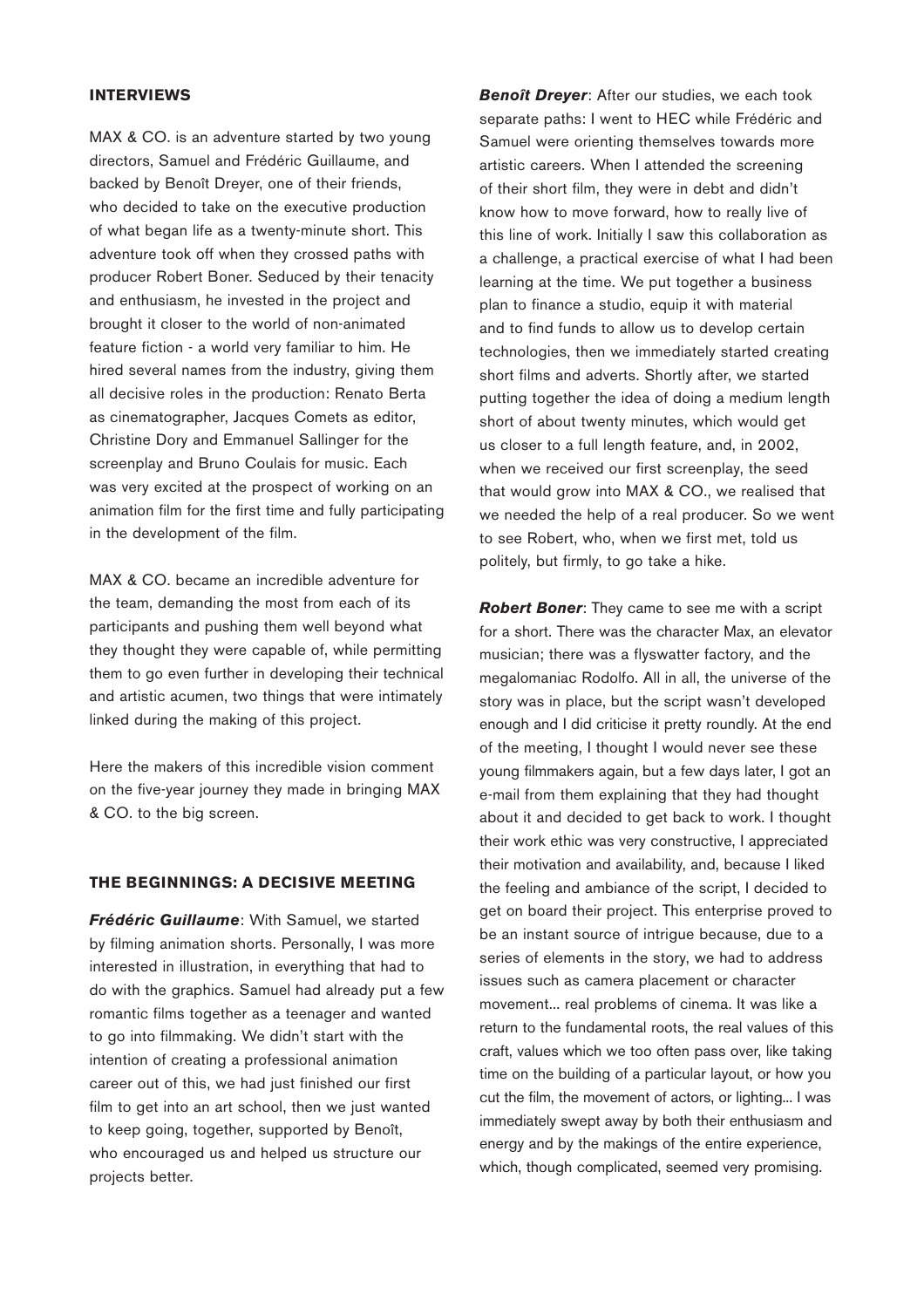## INTERVIEWS

MAX & CO. is an adventure started by two young directors, Samuel and Frédéric Guillaume, and backed by Benoît Dreyer, one of their friends, who decided to take on the executive production of what began life as a twenty-minute short. This adventure took off when they crossed paths with producer Robert Boner. Seduced by their tenacity and enthusiasm, he invested in the project and brought it closer to the world of non-animated feature fiction - a world very familiar to him. He hired several names from the industry, giving them all decisive roles in the production: Renato Berta as cinematographer, Jacques Comets as editor, Christine Dory and Emmanuel Sallinger for the screenplay and Bruno Coulais for music. Each was very excited at the prospect of working on an animation film for the first time and fully participating in the development of the film.

MAX & CO. became an incredible adventure for the team, demanding the most from each of its participants and pushing them well beyond what they thought they were capable of, while permitting them to go even further in developing their technical and artistic acumen, two things that were intimately linked during the making of this project.

Here the makers of this incredible vision comment on the five-year journey they made in bringing MAX & CO. to the big screen.

## THE BEGINNINGS: A DECISIVE MEETING

***Frédéric Guillaume***: With Samuel, we started by filming animation shorts. Personally, I was more interested in illustration, in everything that had to do with the graphics. Samuel had already put a few romantic films together as a teenager and wanted to go into filmmaking. We didn't start with the intention of creating a professional animation career out of this, we had just finished our first film to get into an art school, then we just wanted to keep going, together, supported by Benoît, who encouraged us and helped us structure our projects better.

***Benoît Dreyer***: After our studies, we each took separate paths: I went to HEC while Frédéric and Samuel were orienting themselves towards more artistic careers. When I attended the screening of their short film, they were in debt and didn't know how to move forward, how to really live of this line of work. Initially I saw this collaboration as a challenge, a practical exercise of what I had been learning at the time. We put together a business plan to finance a studio, equip it with material and to find funds to allow us to develop certain technologies, then we immediately started creating short films and adverts. Shortly after, we started putting together the idea of doing a medium length short of about twenty minutes, which would get us closer to a full length feature, and, in 2002, when we received our first screenplay, the seed that would grow into MAX & CO., we realised that we needed the help of a real producer. So we went to see Robert, who, when we first met, told us politely, but firmly, to go take a hike.

***Robert Boner***: They came to see me with a script for a short. There was the character Max, an elevator musician; there was a flyswatter factory, and the megalomaniac Rodolfo. All in all, the universe of the story was in place, but the script wasn't developed enough and I did criticise it pretty roundly. At the end of the meeting, I thought I would never see these young filmmakers again, but a few days later, I got an e-mail from them explaining that they had thought about it and decided to get back to work. I thought their work ethic was very constructive, I appreciated their motivation and availability, and, because I liked the feeling and ambiance of the script, I decided to get on board their project. This enterprise proved to be an instant source of intrigue because, due to a series of elements in the story, we had to address issues such as camera placement or character movement... real problems of cinema. It was like a return to the fundamental roots, the real values of this craft, values which we too often pass over, like taking time on the building of a particular layout, or how you cut the film, the movement of actors, or lighting... I was immediately swept away by both their enthusiasm and energy and by the makings of the entire experience, which, though complicated, seemed very promising.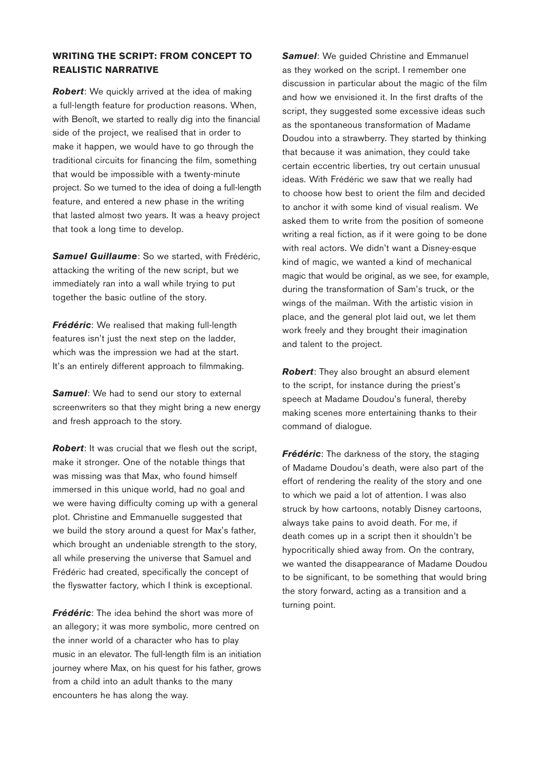## WRITING THE SCRIPT: FROM CONCEPT TO REALISTIC NARRATIVE

***Robert***: We quickly arrived at the idea of making a full-length feature for production reasons. When, with Benoît, we started to really dig into the financial side of the project, we realised that in order to make it happen, we would have to go through the traditional circuits for financing the film, something that would be impossible with a twenty-minute project. So we turned to the idea of doing a full-length feature, and entered a new phase in the writing that lasted almost two years. It was a heavy project that took a long time to develop.

***Samuel Guillaume***: So we started, with Frédéric, attacking the writing of the new script, but we immediately ran into a wall while trying to put together the basic outline of the story.

***Frédéric***: We realised that making full-length features isn't just the next step on the ladder, which was the impression we had at the start. It's an entirely different approach to filmmaking.

***Samuel***: We had to send our story to external screenwriters so that they might bring a new energy and fresh approach to the story.

***Robert***: It was crucial that we flesh out the script, make it stronger. One of the notable things that was missing was that Max, who found himself immersed in this unique world, had no goal and we were having difficulty coming up with a general plot. Christine and Emmanuelle suggested that we build the story around a quest for Max's father, which brought an undeniable strength to the story, all while preserving the universe that Samuel and Frédéric had created, specifically the concept of the flyswatter factory, which I think is exceptional.

***Frédéric***: The idea behind the short was more of an allegory; it was more symbolic, more centred on the inner world of a character who has to play music in an elevator. The full-length film is an initiation journey where Max, on his quest for his father, grows from a child into an adult thanks to the many encounters he has along the way.

***Samuel***: We guided Christine and Emmanuel as they worked on the script. I remember one discussion in particular about the magic of the film and how we envisioned it. In the first drafts of the script, they suggested some excessive ideas such as the spontaneous transformation of Madame Doudou into a strawberry. They started by thinking that because it was animation, they could take certain eccentric liberties, try out certain unusual ideas. With Frédéric we saw that we really had to choose how best to orient the film and decided to anchor it with some kind of visual realism. We asked them to write from the position of someone writing a real fiction, as if it were going to be done with real actors. We didn't want a Disney-esque kind of magic, we wanted a kind of mechanical magic that would be original, as we see, for example, during the transformation of Sam's truck, or the wings of the mailman. With the artistic vision in place, and the general plot laid out, we let them work freely and they brought their imagination and talent to the project.

***Robert***: They also brought an absurd element to the script, for instance during the priest's speech at Madame Doudou's funeral, thereby making scenes more entertaining thanks to their command of dialogue.

***Frédéric***: The darkness of the story, the staging of Madame Doudou's death, were also part of the effort of rendering the reality of the story and one to which we paid a lot of attention. I was also struck by how cartoons, notably Disney cartoons, always take pains to avoid death. For me, if death comes up in a script then it shouldn't be hypocritically shied away from. On the contrary, we wanted the disappearance of Madame Doudou to be significant, to be something that would bring the story forward, acting as a transition and a turning point.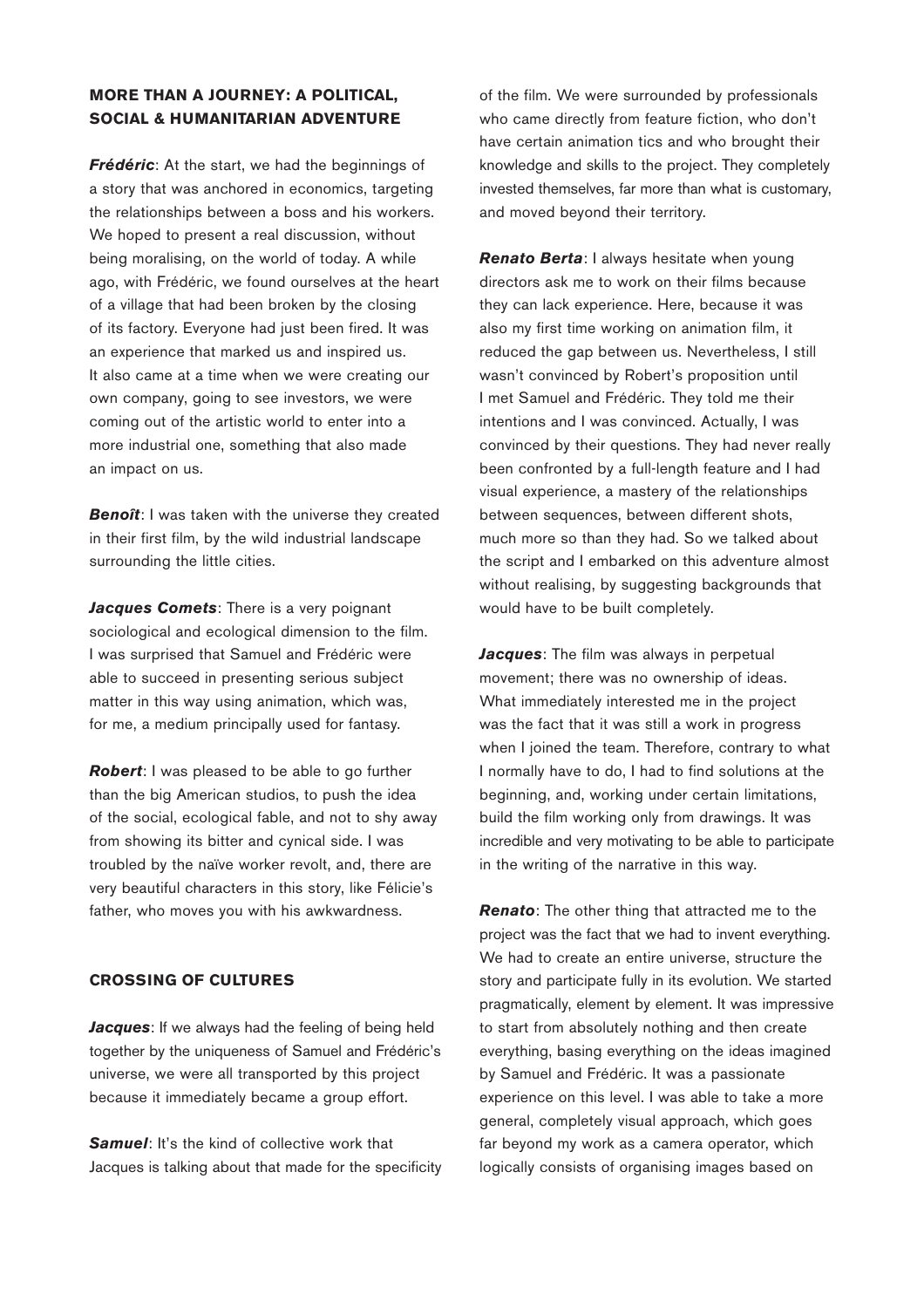## MORE THAN A JOURNEY: A POLITICAL, SOCIAL & HUMANITARIAN ADVENTURE

***Frédéric***: At the start, we had the beginnings of a story that was anchored in economics, targeting the relationships between a boss and his workers. We hoped to present a real discussion, without being moralising, on the world of today. A while ago, with Frédéric, we found ourselves at the heart of a village that had been broken by the closing of its factory. Everyone had just been fired. It was an experience that marked us and inspired us. It also came at a time when we were creating our own company, going to see investors, we were coming out of the artistic world to enter into a more industrial one, something that also made an impact on us.

***Benoît***: I was taken with the universe they created in their first film, by the wild industrial landscape surrounding the little cities.

***Jacques Comets***: There is a very poignant sociological and ecological dimension to the film. I was surprised that Samuel and Frédéric were able to succeed in presenting serious subject matter in this way using animation, which was, for me, a medium principally used for fantasy.

***Robert***: I was pleased to be able to go further than the big American studios, to push the idea of the social, ecological fable, and not to shy away from showing its bitter and cynical side. I was troubled by the naïve worker revolt, and, there are very beautiful characters in this story, like Félicie's father, who moves you with his awkwardness.

## CROSSING OF CULTURES

***Jacques***: If we always had the feeling of being held together by the uniqueness of Samuel and Frédéric's universe, we were all transported by this project because it immediately became a group effort.

***Samuel***: It's the kind of collective work that Jacques is talking about that made for the specificity of the film. We were surrounded by professionals who came directly from feature fiction, who don't have certain animation tics and who brought their knowledge and skills to the project. They completely invested themselves, far more than what is customary, and moved beyond their territory.

***Renato Berta***: I always hesitate when young directors ask me to work on their films because they can lack experience. Here, because it was also my first time working on animation film, it reduced the gap between us. Nevertheless, I still wasn't convinced by Robert's proposition until I met Samuel and Frédéric. They told me their intentions and I was convinced. Actually, I was convinced by their questions. They had never really been confronted by a full-length feature and I had visual experience, a mastery of the relationships between sequences, between different shots, much more so than they had. So we talked about the script and I embarked on this adventure almost without realising, by suggesting backgrounds that would have to be built completely.

***Jacques***: The film was always in perpetual movement; there was no ownership of ideas. What immediately interested me in the project was the fact that it was still a work in progress when I joined the team. Therefore, contrary to what I normally have to do, I had to find solutions at the beginning, and, working under certain limitations, build the film working only from drawings. It was incredible and very motivating to be able to participate in the writing of the narrative in this way.

***Renato***: The other thing that attracted me to the project was the fact that we had to invent everything. We had to create an entire universe, structure the story and participate fully in its evolution. We started pragmatically, element by element. It was impressive to start from absolutely nothing and then create everything, basing everything on the ideas imagined by Samuel and Frédéric. It was a passionate experience on this level. I was able to take a more general, completely visual approach, which goes far beyond my work as a camera operator, which logically consists of organising images based on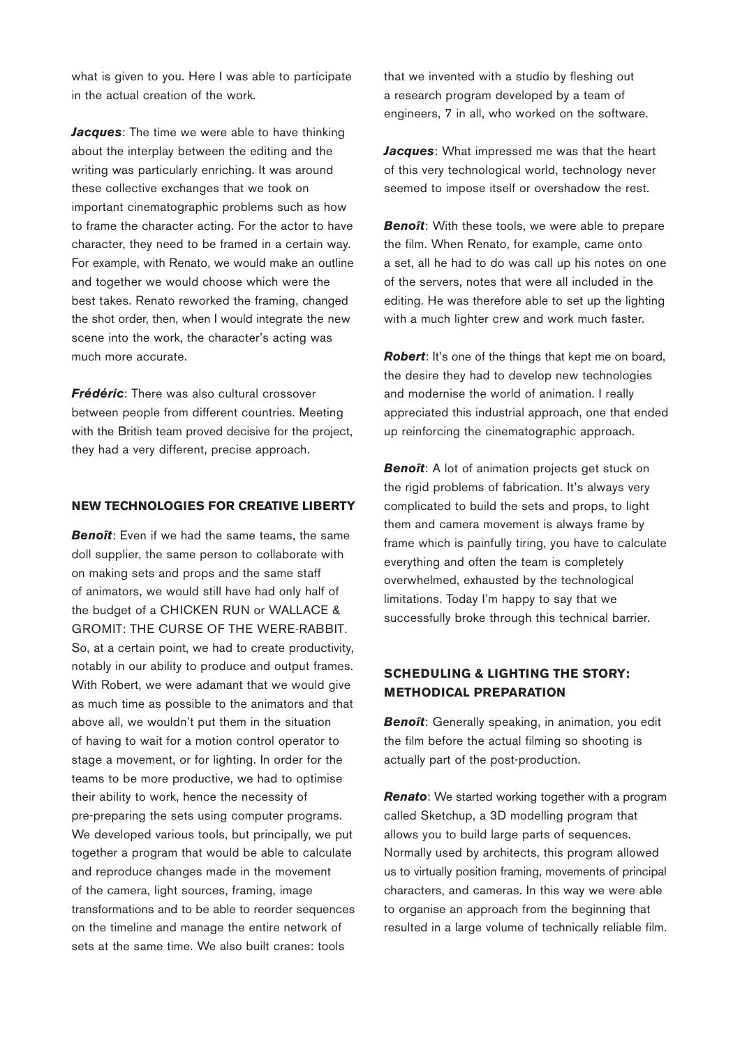what is given to you. Here I was able to participate in the actual creation of the work.

***Jacques***: The time we were able to have thinking about the interplay between the editing and the writing was particularly enriching. It was around these collective exchanges that we took on important cinematographic problems such as how to frame the character acting. For the actor to have character, they need to be framed in a certain way. For example, with Renato, we would make an outline and together we would choose which were the best takes. Renato reworked the framing, changed the shot order, then, when I would integrate the new scene into the work, the character's acting was much more accurate.

***Frédéric***: There was also cultural crossover between people from different countries. Meeting with the British team proved decisive for the project, they had a very different, precise approach.

## NEW TECHNOLOGIES FOR CREATIVE LIBERTY

***Benoît***: Even if we had the same teams, the same doll supplier, the same person to collaborate with on making sets and props and the same staff of animators, we would still have had only half of the budget of a CHICKEN RUN or WALLACE & GROMIT: THE CURSE OF THE WERE-RABBIT. So, at a certain point, we had to create productivity, notably in our ability to produce and output frames. With Robert, we were adamant that we would give as much time as possible to the animators and that above all, we wouldn't put them in the situation of having to wait for a motion control operator to stage a movement, or for lighting. In order for the teams to be more productive, we had to optimise their ability to work, hence the necessity of pre-preparing the sets using computer programs. We developed various tools, but principally, we put together a program that would be able to calculate and reproduce changes made in the movement of the camera, light sources, framing, image transformations and to be able to reorder sequences on the timeline and manage the entire network of sets at the same time. We also built cranes: tools that we invented with a studio by fleshing out a research program developed by a team of engineers, 7 in all, who worked on the software.

***Jacques***: What impressed me was that the heart of this very technological world, technology never seemed to impose itself or overshadow the rest.

***Benoît***: With these tools, we were able to prepare the film. When Renato, for example, came onto a set, all he had to do was call up his notes on one of the servers, notes that were all included in the editing. He was therefore able to set up the lighting with a much lighter crew and work much faster.

***Robert***: It's one of the things that kept me on board, the desire they had to develop new technologies and modernise the world of animation. I really appreciated this industrial approach, one that ended up reinforcing the cinematographic approach.

***Benoît***: A lot of animation projects get stuck on the rigid problems of fabrication. It's always very complicated to build the sets and props, to light them and camera movement is always frame by frame which is painfully tiring, you have to calculate everything and often the team is completely overwhelmed, exhausted by the technological limitations. Today I'm happy to say that we successfully broke through this technical barrier.

## SCHEDULING & LIGHTING THE STORY: METHODICAL PREPARATION

***Benoît***: Generally speaking, in animation, you edit the film before the actual filming so shooting is actually part of the post-production.

***Renato***: We started working together with a program called Sketchup, a 3D modelling program that allows you to build large parts of sequences. Normally used by architects, this program allowed us to virtually position framing, movements of principal characters, and cameras. In this way we were able to organise an approach from the beginning that resulted in a large volume of technically reliable film.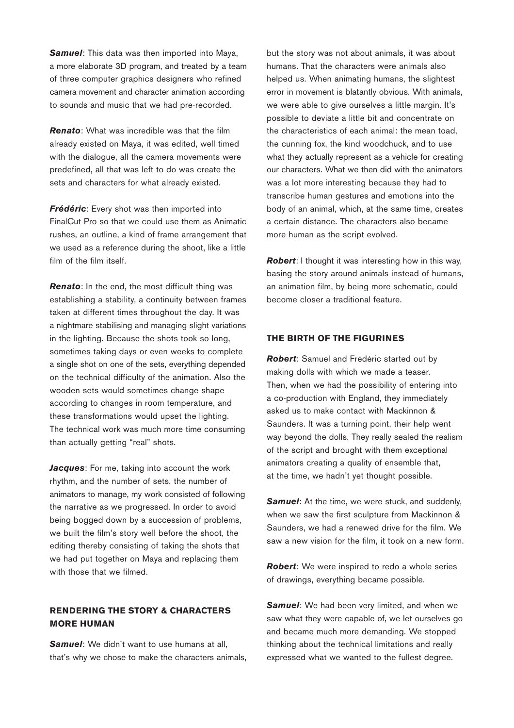***Samuel***: This data was then imported into Maya, a more elaborate 3D program, and treated by a team of three computer graphics designers who refined camera movement and character animation according to sounds and music that we had pre-recorded.

***Renato***: What was incredible was that the film already existed on Maya, it was edited, well timed with the dialogue, all the camera movements were predefined, all that was left to do was create the sets and characters for what already existed.

***Frédéric***: Every shot was then imported into FinalCut Pro so that we could use them as Animatic rushes, an outline, a kind of frame arrangement that we used as a reference during the shoot, like a little film of the film itself.

***Renato***: In the end, the most difficult thing was establishing a stability, a continuity between frames taken at different times throughout the day. It was a nightmare stabilising and managing slight variations in the lighting. Because the shots took so long, sometimes taking days or even weeks to complete a single shot on one of the sets, everything depended on the technical difficulty of the animation. Also the wooden sets would sometimes change shape according to changes in room temperature, and these transformations would upset the lighting. The technical work was much more time consuming than actually getting "real" shots.

***Jacques***: For me, taking into account the work rhythm, and the number of sets, the number of animators to manage, my work consisted of following the narrative as we progressed. In order to avoid being bogged down by a succession of problems, we built the film's story well before the shoot, the editing thereby consisting of taking the shots that we had put together on Maya and replacing them with those that we filmed.

## RENDERING THE STORY & CHARACTERS MORE HUMAN

***Samuel***: We didn't want to use humans at all, that's why we chose to make the characters animals, but the story was not about animals, it was about humans. That the characters were animals also helped us. When animating humans, the slightest error in movement is blatantly obvious. With animals, we were able to give ourselves a little margin. It's possible to deviate a little bit and concentrate on the characteristics of each animal: the mean toad, the cunning fox, the kind woodchuck, and to use what they actually represent as a vehicle for creating our characters. What we then did with the animators was a lot more interesting because they had to transcribe human gestures and emotions into the body of an animal, which, at the same time, creates a certain distance. The characters also became more human as the script evolved.

***Robert***: I thought it was interesting how in this way, basing the story around animals instead of humans, an animation film, by being more schematic, could become closer a traditional feature.

## THE BIRTH OF THE FIGURINES

***Robert***: Samuel and Frédéric started out by making dolls with which we made a teaser. Then, when we had the possibility of entering into a co-production with England, they immediately asked us to make contact with Mackinnon & Saunders. It was a turning point, their help went way beyond the dolls. They really sealed the realism of the script and brought with them exceptional animators creating a quality of ensemble that, at the time, we hadn't yet thought possible.

***Samuel***: At the time, we were stuck, and suddenly, when we saw the first sculpture from Mackinnon & Saunders, we had a renewed drive for the film. We saw a new vision for the film, it took on a new form.

***Robert***: We were inspired to redo a whole series of drawings, everything became possible.

***Samuel***: We had been very limited, and when we saw what they were capable of, we let ourselves go and became much more demanding. We stopped thinking about the technical limitations and really expressed what we wanted to the fullest degree.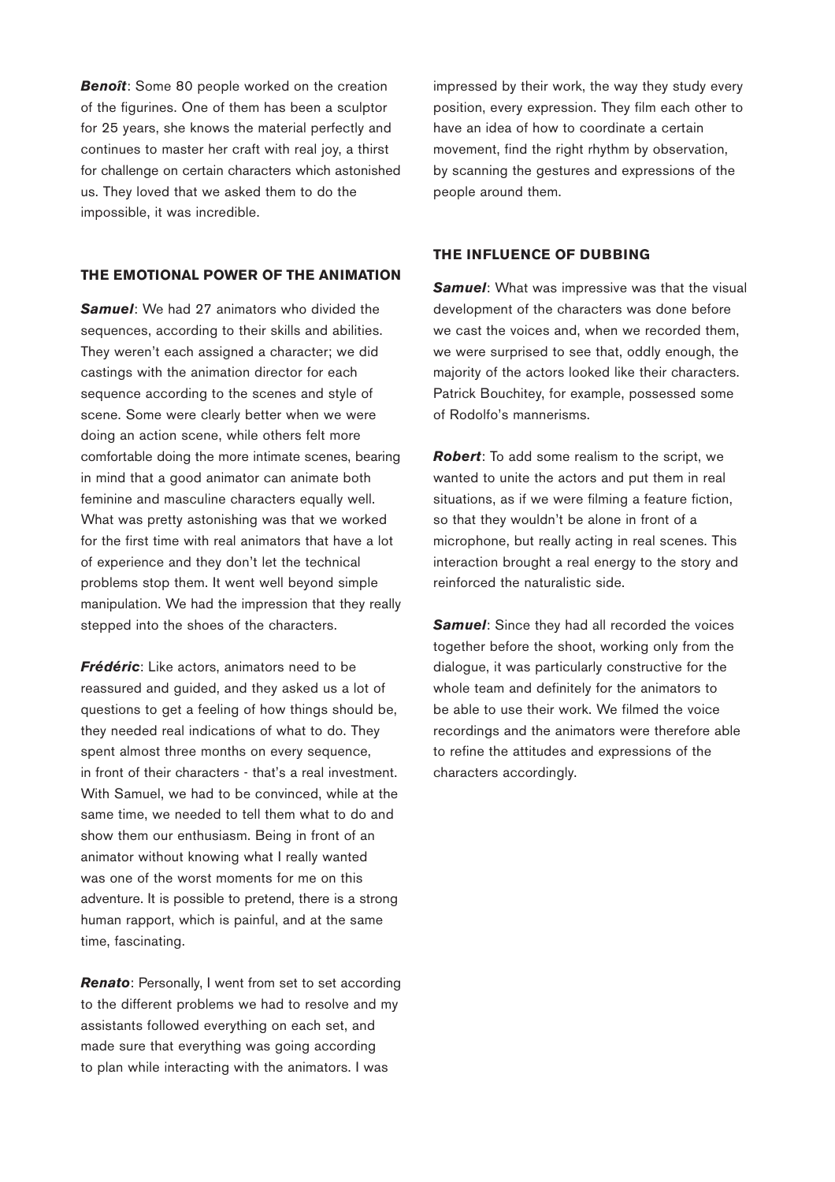***Benoît***: Some 80 people worked on the creation of the figurines. One of them has been a sculptor for 25 years, she knows the material perfectly and continues to master her craft with real joy, a thirst for challenge on certain characters which astonished us. They loved that we asked them to do the impossible, it was incredible.

## THE EMOTIONAL POWER OF THE ANIMATION

***Samuel***: We had 27 animators who divided the sequences, according to their skills and abilities. They weren't each assigned a character; we did castings with the animation director for each sequence according to the scenes and style of scene. Some were clearly better when we were doing an action scene, while others felt more comfortable doing the more intimate scenes, bearing in mind that a good animator can animate both feminine and masculine characters equally well. What was pretty astonishing was that we worked for the first time with real animators that have a lot of experience and they don't let the technical problems stop them. It went well beyond simple manipulation. We had the impression that they really stepped into the shoes of the characters.

***Frédéric***: Like actors, animators need to be reassured and guided, and they asked us a lot of questions to get a feeling of how things should be, they needed real indications of what to do. They spent almost three months on every sequence, in front of their characters - that's a real investment. With Samuel, we had to be convinced, while at the same time, we needed to tell them what to do and show them our enthusiasm. Being in front of an animator without knowing what I really wanted was one of the worst moments for me on this adventure. It is possible to pretend, there is a strong human rapport, which is painful, and at the same time, fascinating.

***Renato***: Personally, I went from set to set according to the different problems we had to resolve and my assistants followed everything on each set, and made sure that everything was going according to plan while interacting with the animators. I was impressed by their work, the way they study every position, every expression. They film each other to have an idea of how to coordinate a certain movement, find the right rhythm by observation, by scanning the gestures and expressions of the people around them.

## THE INFLUENCE OF DUBBING

***Samuel***: What was impressive was that the visual development of the characters was done before we cast the voices and, when we recorded them, we were surprised to see that, oddly enough, the majority of the actors looked like their characters. Patrick Bouchitey, for example, possessed some of Rodolfo's mannerisms.

***Robert***: To add some realism to the script, we wanted to unite the actors and put them in real situations, as if we were filming a feature fiction, so that they wouldn't be alone in front of a microphone, but really acting in real scenes. This interaction brought a real energy to the story and reinforced the naturalistic side.

***Samuel***: Since they had all recorded the voices together before the shoot, working only from the dialogue, it was particularly constructive for the whole team and definitely for the animators to be able to use their work. We filmed the voice recordings and the animators were therefore able to refine the attitudes and expressions of the characters accordingly.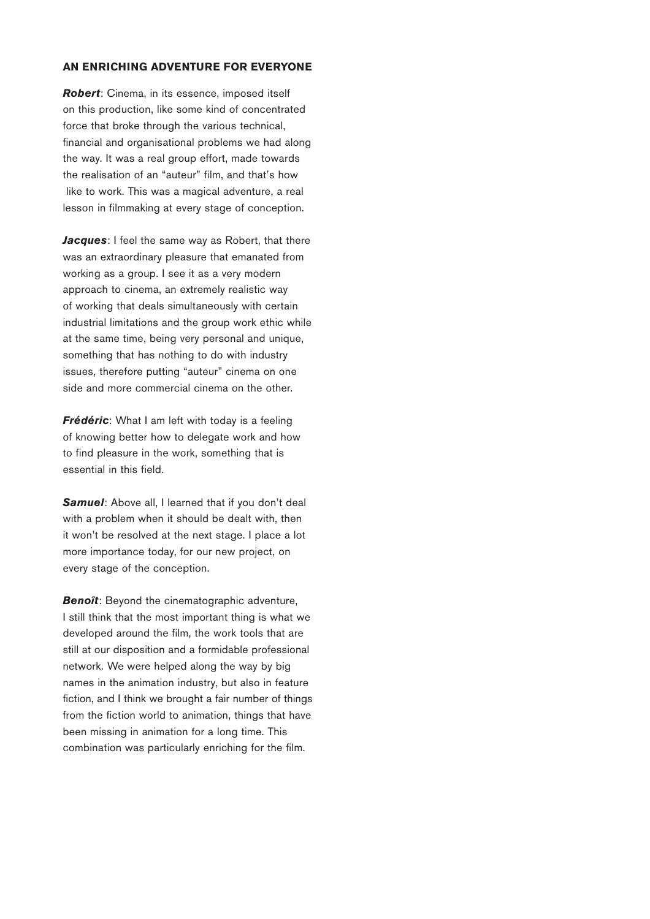**AN ENRICHING ADVENTURE FOR EVERYONE**

***Robert***: Cinema, in its essence, imposed itself on this production, like some kind of concentrated force that broke through the various technical, financial and organisational problems we had along the way. It was a real group effort, made towards the realisation of an "auteur" film, and that's how like to work. This was a magical adventure, a real lesson in filmmaking at every stage of conception.

***Jacques***: I feel the same way as Robert, that there was an extraordinary pleasure that emanated from working as a group. I see it as a very modern approach to cinema, an extremely realistic way of working that deals simultaneously with certain industrial limitations and the group work ethic while at the same time, being very personal and unique, something that has nothing to do with industry issues, therefore putting "auteur" cinema on one side and more commercial cinema on the other.

***Frédéric***: What I am left with today is a feeling of knowing better how to delegate work and how to find pleasure in the work, something that is essential in this field.

***Samuel***: Above all, I learned that if you don't deal with a problem when it should be dealt with, then it won't be resolved at the next stage. I place a lot more importance today, for our new project, on every stage of the conception.

***Benoît***: Beyond the cinematographic adventure, I still think that the most important thing is what we developed around the film, the work tools that are still at our disposition and a formidable professional network. We were helped along the way by big names in the animation industry, but also in feature fiction, and I think we brought a fair number of things from the fiction world to animation, things that have been missing in animation for a long time. This combination was particularly enriching for the film.